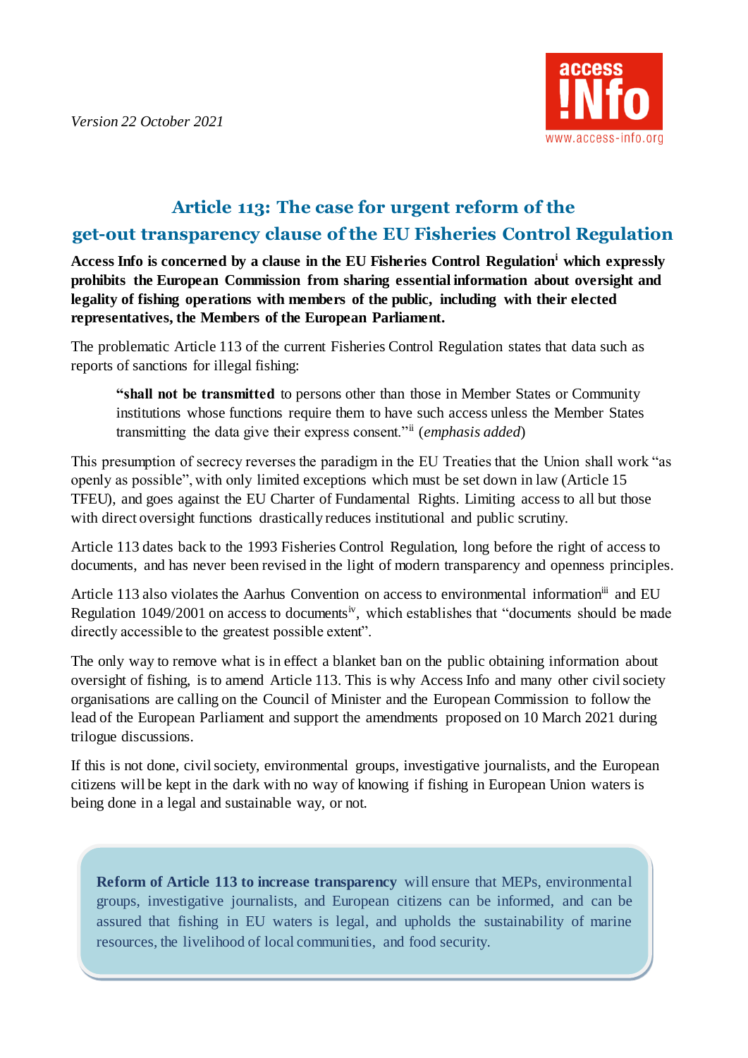*Version 22 October 2021*

access !Nfo
www.access-info.org

# Article 113: The case for urgent reform of the get-out transparency clause of the EU Fisheries Control Regulation

**Access Info is concerned by a clause in the EU Fisheries Control Regulation[i] which expressly prohibits the European Commission from sharing essential information about oversight and legality of fishing operations with members of the public, including with their elected representatives, the Members of the European Parliament.**

The problematic Article 113 of the current Fisheries Control Regulation states that data such as reports of sanctions for illegal fishing:

> **"shall not be transmitted** to persons other than those in Member States or Community institutions whose functions require them to have such access unless the Member States transmitting the data give their express consent."[ii] (*emphasis added*)

This presumption of secrecy reverses the paradigm in the EU Treaties that the Union shall work "as openly as possible", with only limited exceptions which must be set down in law (Article 15 TFEU), and goes against the EU Charter of Fundamental Rights. Limiting access to all but those with direct oversight functions drastically reduces institutional and public scrutiny.

Article 113 dates back to the 1993 Fisheries Control Regulation, long before the right of access to documents, and has never been revised in the light of modern transparency and openness principles.

Article 113 also violates the Aarhus Convention on access to environmental information[iii] and EU Regulation 1049/2001 on access to documents[iv], which establishes that "documents should be made directly accessible to the greatest possible extent".

The only way to remove what is in effect a blanket ban on the public obtaining information about oversight of fishing, is to amend Article 113. This is why Access Info and many other civil society organisations are calling on the Council of Minister and the European Commission to follow the lead of the European Parliament and support the amendments proposed on 10 March 2021 during trilogue discussions.

If this is not done, civil society, environmental groups, investigative journalists, and the European citizens will be kept in the dark with no way of knowing if fishing in European Union waters is being done in a legal and sustainable way, or not.

> **Reform of Article 113 to increase transparency** will ensure that MEPs, environmental groups, investigative journalists, and European citizens can be informed, and can be assured that fishing in EU waters is legal, and upholds the sustainability of marine resources, the livelihood of local communities, and food security.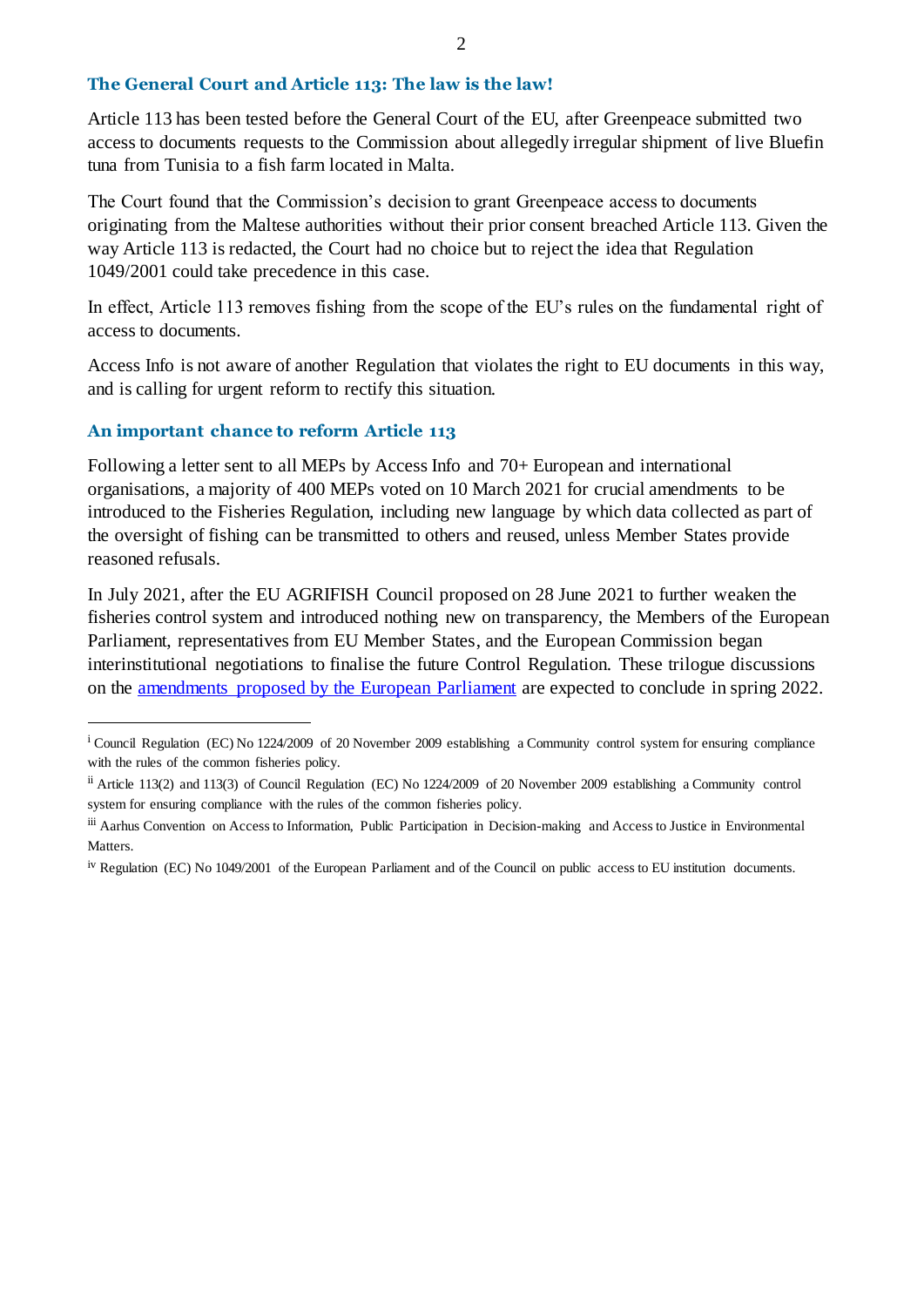### The General Court and Article 113: The law is the law!

Article 113 has been tested before the General Court of the EU, after Greenpeace submitted two access to documents requests to the Commission about allegedly irregular shipment of live Bluefin tuna from Tunisia to a fish farm located in Malta.

The Court found that the Commission's decision to grant Greenpeace access to documents originating from the Maltese authorities without their prior consent breached Article 113. Given the way Article 113 is redacted, the Court had no choice but to reject the idea that Regulation 1049/2001 could take precedence in this case.

In effect, Article 113 removes fishing from the scope of the EU's rules on the fundamental right of access to documents.

Access Info is not aware of another Regulation that violates the right to EU documents in this way, and is calling for urgent reform to rectify this situation.

### An important chance to reform Article 113

Following a letter sent to all MEPs by Access Info and 70+ European and international organisations, a majority of 400 MEPs voted on 10 March 2021 for crucial amendments to be introduced to the Fisheries Regulation, including new language by which data collected as part of the oversight of fishing can be transmitted to others and reused, unless Member States provide reasoned refusals.

In July 2021, after the EU AGRIFISH Council proposed on 28 June 2021 to further weaken the fisheries control system and introduced nothing new on transparency, the Members of the European Parliament, representatives from EU Member States, and the European Commission began interinstitutional negotiations to finalise the future Control Regulation. These trilogue discussions on the amendments proposed by the European Parliament are expected to conclude in spring 2022.

---

[i] Council Regulation (EC) No 1224/2009 of 20 November 2009 establishing a Community control system for ensuring compliance with the rules of the common fisheries policy.

[ii] Article 113(2) and 113(3) of Council Regulation (EC) No 1224/2009 of 20 November 2009 establishing a Community control system for ensuring compliance with the rules of the common fisheries policy.

[iii] Aarhus Convention on Access to Information, Public Participation in Decision-making and Access to Justice in Environmental Matters.

[iv] Regulation (EC) No 1049/2001 of the European Parliament and of the Council on public access to EU institution documents.